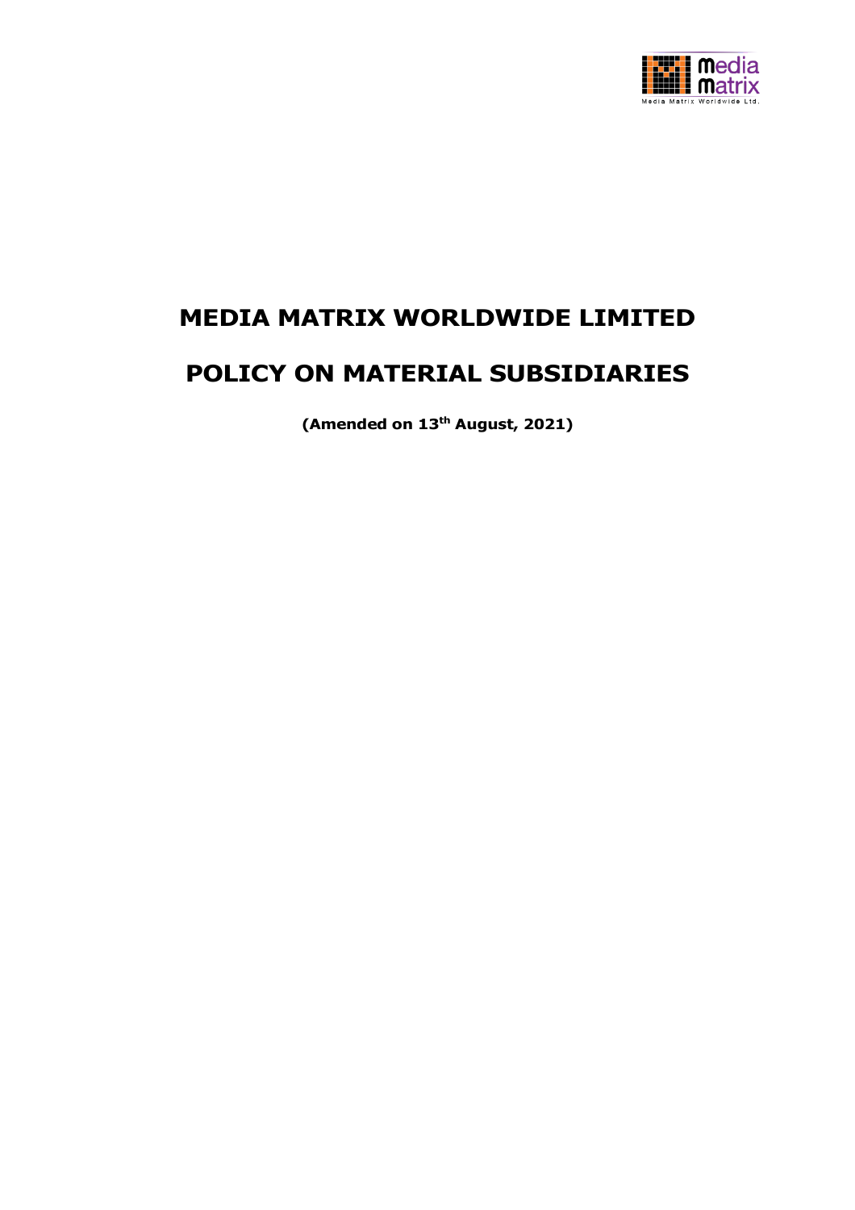# MEDIA MATRIX WORLDWIDE LIMITED

# POLICY ON MATERIAL SUBSIDIARIES

**(Amended on 13th August, 2021)**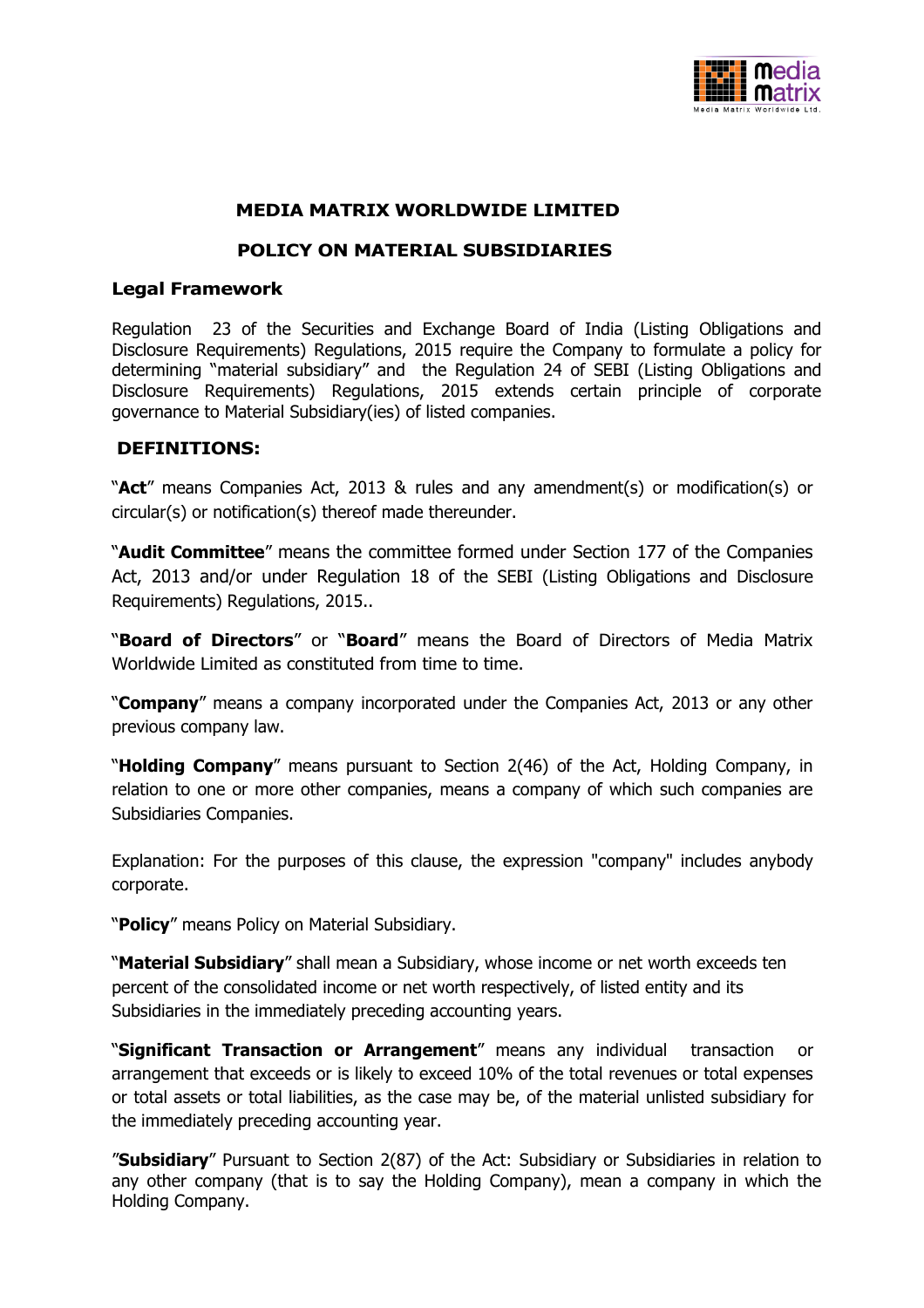# MEDIA MATRIX WORLDWIDE LIMITED

## POLICY ON MATERIAL SUBSIDIARIES

### Legal Framework

Regulation 23 of the Securities and Exchange Board of India (Listing Obligations and Disclosure Requirements) Regulations, 2015 require the Company to formulate a policy for determining "material subsidiary" and the Regulation 24 of SEBI (Listing Obligations and Disclosure Requirements) Regulations, 2015 extends certain principle of corporate governance to Material Subsidiary(ies) of listed companies.

### DEFINITIONS:

"**Act**" means Companies Act, 2013 & rules and any amendment(s) or modification(s) or circular(s) or notification(s) thereof made thereunder.

"**Audit Committee**" means the committee formed under Section 177 of the Companies Act, 2013 and/or under Regulation 18 of the SEBI (Listing Obligations and Disclosure Requirements) Regulations, 2015..

"**Board of Directors**" or "**Board**" means the Board of Directors of Media Matrix Worldwide Limited as constituted from time to time.

"**Company**" means a company incorporated under the Companies Act, 2013 or any other previous company law.

"**Holding Company**" means pursuant to Section 2(46) of the Act, Holding Company, in relation to one or more other companies, means a company of which such companies are Subsidiaries Companies.

Explanation: For the purposes of this clause, the expression "company" includes anybody corporate.

"**Policy**" means Policy on Material Subsidiary.

"**Material Subsidiary**" shall mean a Subsidiary, whose income or net worth exceeds ten percent of the consolidated income or net worth respectively, of listed entity and its Subsidiaries in the immediately preceding accounting years.

"**Significant Transaction or Arrangement**" means any individual transaction or arrangement that exceeds or is likely to exceed 10% of the total revenues or total expenses or total assets or total liabilities, as the case may be, of the material unlisted subsidiary for the immediately preceding accounting year.

"**Subsidiary**" Pursuant to Section 2(87) of the Act: Subsidiary or Subsidiaries in relation to any other company (that is to say the Holding Company), mean a company in which the Holding Company.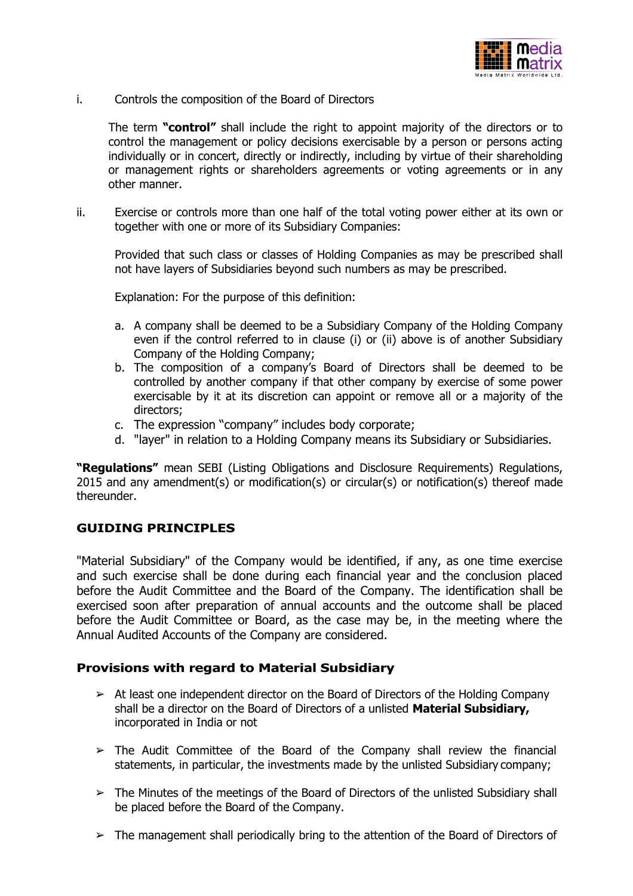i. Controls the composition of the Board of Directors

The term **"control"** shall include the right to appoint majority of the directors or to control the management or policy decisions exercisable by a person or persons acting individually or in concert, directly or indirectly, including by virtue of their shareholding or management rights or shareholders agreements or voting agreements or in any other manner.

ii. Exercise or controls more than one half of the total voting power either at its own or together with one or more of its Subsidiary Companies:

Provided that such class or classes of Holding Companies as may be prescribed shall not have layers of Subsidiaries beyond such numbers as may be prescribed.

Explanation: For the purpose of this definition:

a. A company shall be deemed to be a Subsidiary Company of the Holding Company even if the control referred to in clause (i) or (ii) above is of another Subsidiary Company of the Holding Company;
b. The composition of a company's Board of Directors shall be deemed to be controlled by another company if that other company by exercise of some power exercisable by it at its discretion can appoint or remove all or a majority of the directors;
c. The expression "company" includes body corporate;
d. "layer" in relation to a Holding Company means its Subsidiary or Subsidiaries.

**"Regulations"** mean SEBI (Listing Obligations and Disclosure Requirements) Regulations, 2015 and any amendment(s) or modification(s) or circular(s) or notification(s) thereof made thereunder.

## GUIDING PRINCIPLES

"Material Subsidiary" of the Company would be identified, if any, as one time exercise and such exercise shall be done during each financial year and the conclusion placed before the Audit Committee and the Board of the Company. The identification shall be exercised soon after preparation of annual accounts and the outcome shall be placed before the Audit Committee or Board, as the case may be, in the meeting where the Annual Audited Accounts of the Company are considered.

### Provisions with regard to Material Subsidiary

- At least one independent director on the Board of Directors of the Holding Company shall be a director on the Board of Directors of a unlisted **Material Subsidiary,** incorporated in India or not
- The Audit Committee of the Board of the Company shall review the financial statements, in particular, the investments made by the unlisted Subsidiary company;
- The Minutes of the meetings of the Board of Directors of the unlisted Subsidiary shall be placed before the Board of the Company.
- The management shall periodically bring to the attention of the Board of Directors of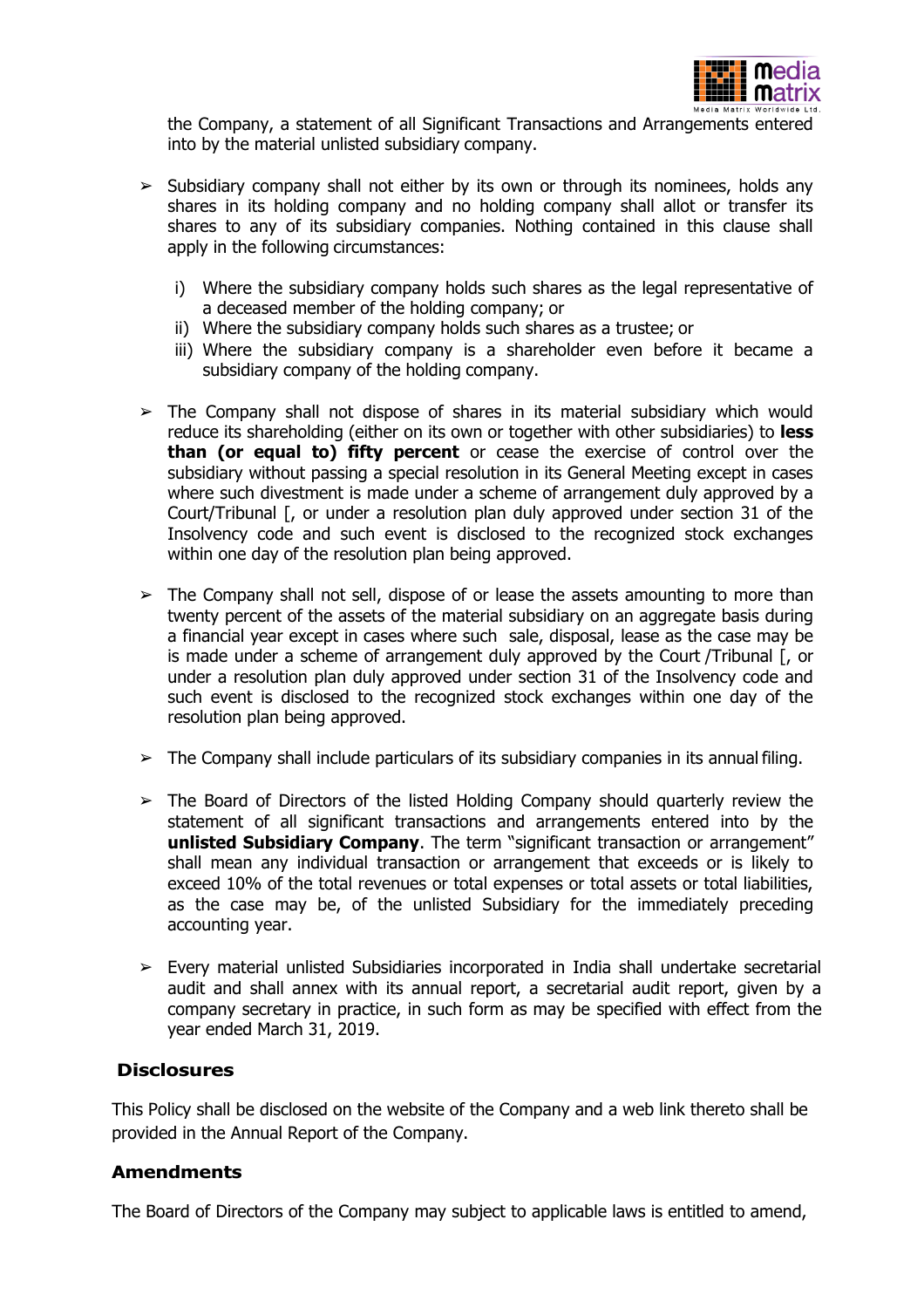the Company, a statement of all Significant Transactions and Arrangements entered into by the material unlisted subsidiary company.

- Subsidiary company shall not either by its own or through its nominees, holds any shares in its holding company and no holding company shall allot or transfer its shares to any of its subsidiary companies. Nothing contained in this clause shall apply in the following circumstances:

  i) Where the subsidiary company holds such shares as the legal representative of a deceased member of the holding company; or
  ii) Where the subsidiary company holds such shares as a trustee; or
  iii) Where the subsidiary company is a shareholder even before it became a subsidiary company of the holding company.

- The Company shall not dispose of shares in its material subsidiary which would reduce its shareholding (either on its own or together with other subsidiaries) to **less than (or equal to) fifty percent** or cease the exercise of control over the subsidiary without passing a special resolution in its General Meeting except in cases where such divestment is made under a scheme of arrangement duly approved by a Court/Tribunal [, or under a resolution plan duly approved under section 31 of the Insolvency code and such event is disclosed to the recognized stock exchanges within one day of the resolution plan being approved.

- The Company shall not sell, dispose of or lease the assets amounting to more than twenty percent of the assets of the material subsidiary on an aggregate basis during a financial year except in cases where such sale, disposal, lease as the case may be is made under a scheme of arrangement duly approved by the Court /Tribunal [, or under a resolution plan duly approved under section 31 of the Insolvency code and such event is disclosed to the recognized stock exchanges within one day of the resolution plan being approved.

- The Company shall include particulars of its subsidiary companies in its annual filing.

- The Board of Directors of the listed Holding Company should quarterly review the statement of all significant transactions and arrangements entered into by the **unlisted Subsidiary Company**. The term "significant transaction or arrangement" shall mean any individual transaction or arrangement that exceeds or is likely to exceed 10% of the total revenues or total expenses or total assets or total liabilities, as the case may be, of the unlisted Subsidiary for the immediately preceding accounting year.

- Every material unlisted Subsidiaries incorporated in India shall undertake secretarial audit and shall annex with its annual report, a secretarial audit report, given by a company secretary in practice, in such form as may be specified with effect from the year ended March 31, 2019.

## Disclosures

This Policy shall be disclosed on the website of the Company and a web link thereto shall be provided in the Annual Report of the Company.

## Amendments

The Board of Directors of the Company may subject to applicable laws is entitled to amend,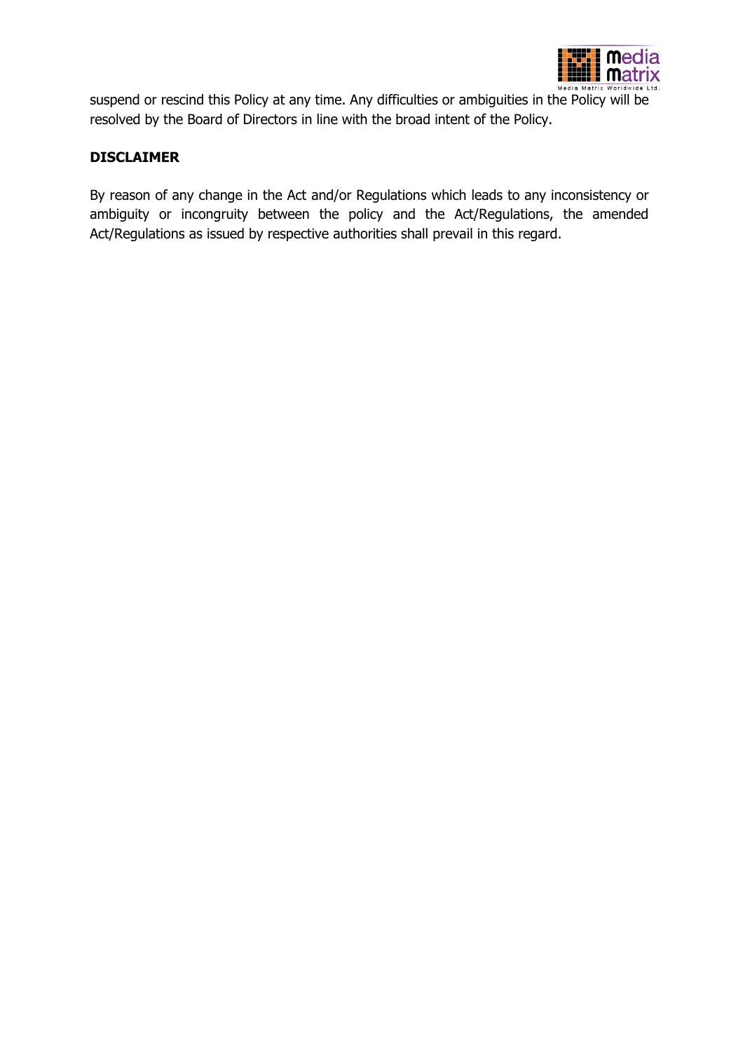suspend or rescind this Policy at any time. Any difficulties or ambiguities in the Policy will be resolved by the Board of Directors in line with the broad intent of the Policy.

## DISCLAIMER

By reason of any change in the Act and/or Regulations which leads to any inconsistency or ambiguity or incongruity between the policy and the Act/Regulations, the amended Act/Regulations as issued by respective authorities shall prevail in this regard.